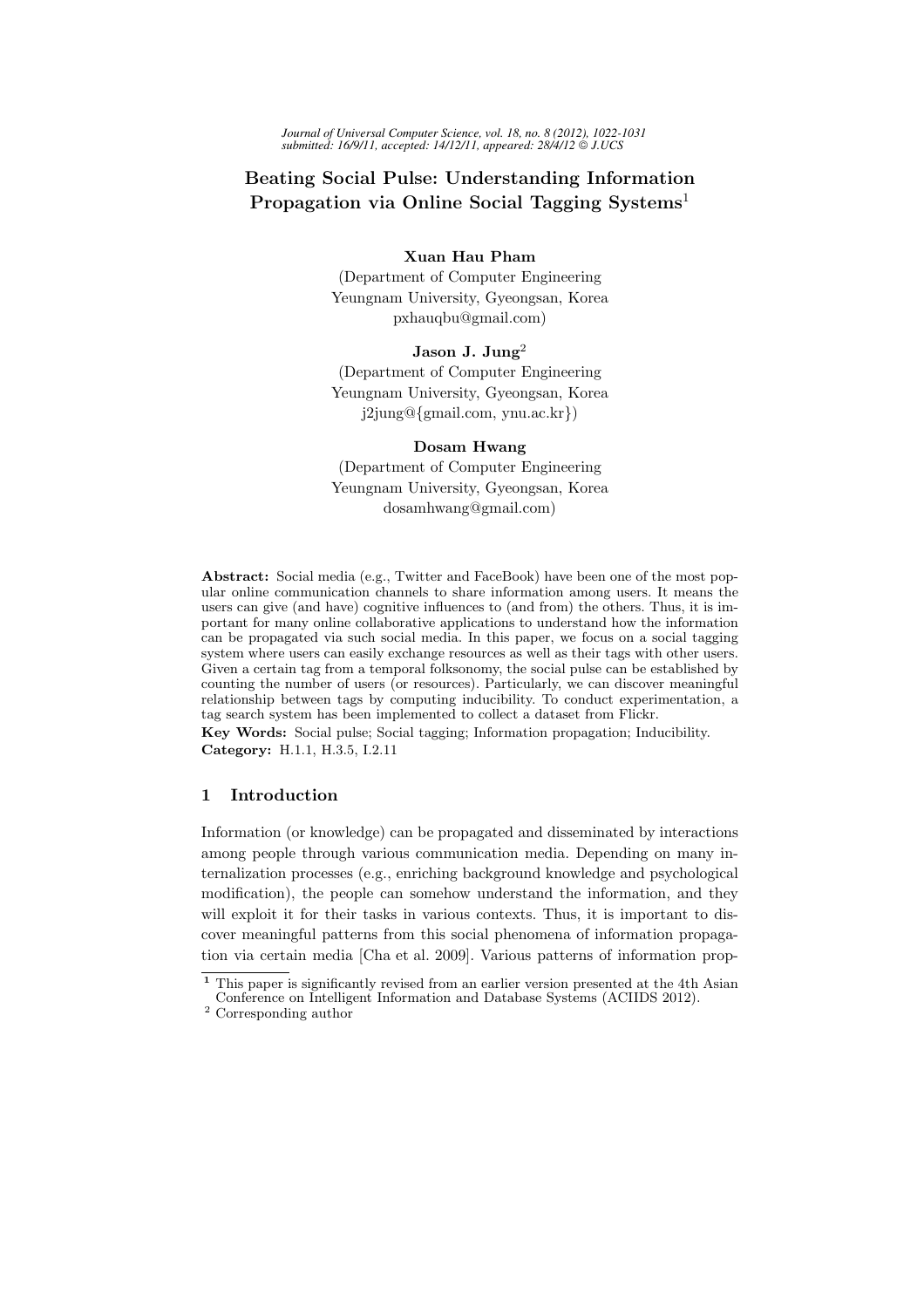# Beating Social Pulse: Understanding Information Propagation via Online Social Tagging Systems[1]

**Xuan Hau Pham**
(Department of Computer Engineering
Yeungnam University, Gyeongsan, Korea
pxhauqbu@gmail.com)

**Jason J. Jung**[2]
(Department of Computer Engineering
Yeungnam University, Gyeongsan, Korea
j2jung@{gmail.com, ynu.ac.kr})

**Dosam Hwang**
(Department of Computer Engineering
Yeungnam University, Gyeongsan, Korea
dosamhwang@gmail.com)

**Abstract:** Social media (e.g., Twitter and FaceBook) have been one of the most popular online communication channels to share information among users. It means the users can give (and have) cognitive influences to (and from) the others. Thus, it is important for many online collaborative applications to understand how the information can be propagated via such social media. In this paper, we focus on a social tagging system where users can easily exchange resources as well as their tags with other users. Given a certain tag from a temporal folksonomy, the social pulse can be established by counting the number of users (or resources). Particularly, we can discover meaningful relationship between tags by computing inducibility. To conduct experimentation, a tag search system has been implemented to collect a dataset from Flickr.

**Key Words:** Social pulse; Social tagging; Information propagation; Inducibility.

**Category:** H.1.1, H.3.5, I.2.11

## 1 Introduction

Information (or knowledge) can be propagated and disseminated by interactions among people through various communication media. Depending on many internalization processes (e.g., enriching background knowledge and psychological modification), the people can somehow understand the information, and they will exploit it for their tasks in various contexts. Thus, it is important to discover meaningful patterns from this social phenomena of information propagation via certain media [Cha et al. 2009]. Various patterns of information prop-

[1] This paper is significantly revised from an earlier version presented at the 4th Asian Conference on Intelligent Information and Database Systems (ACIIDS 2012).

[2] Corresponding author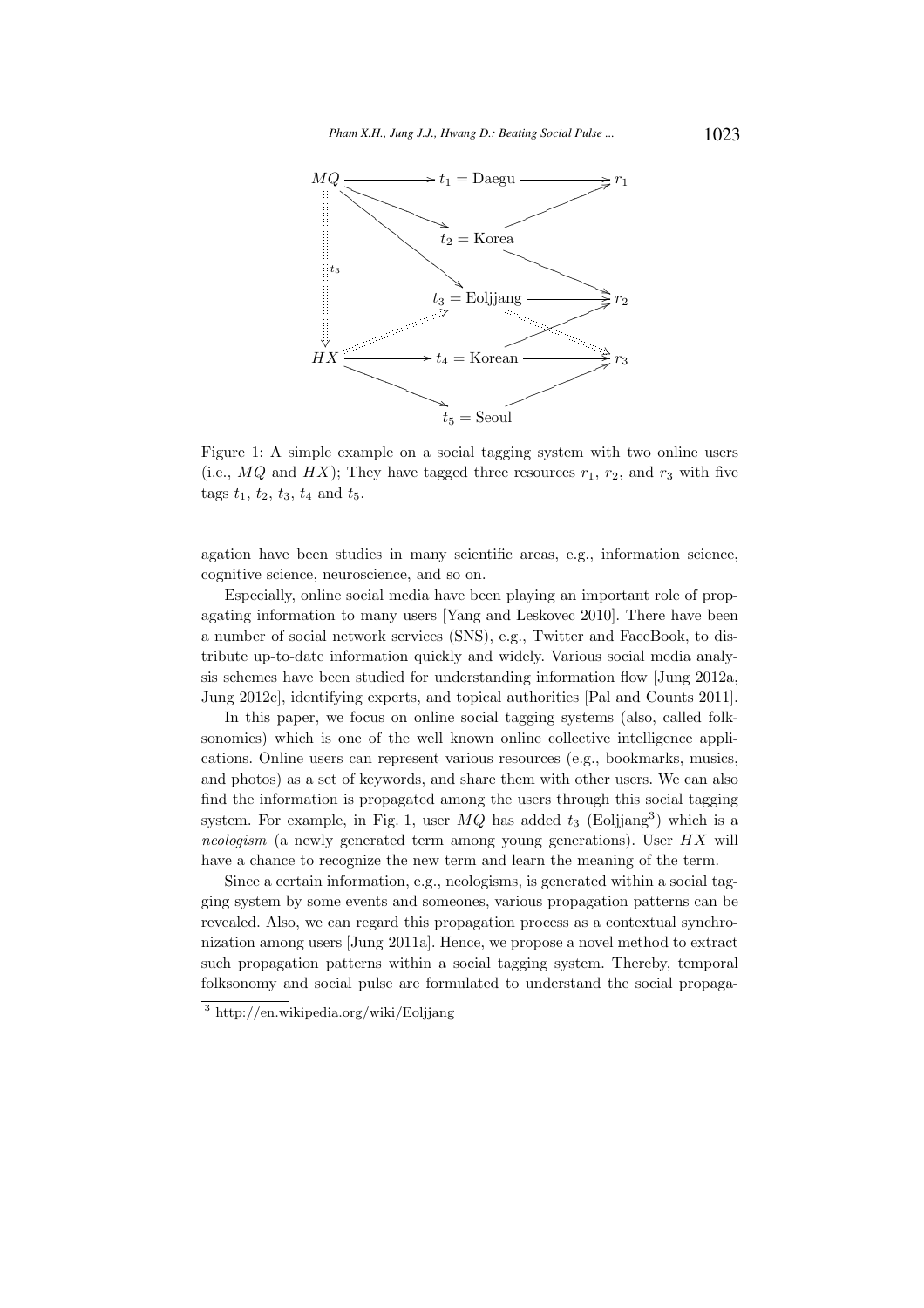Figure 1: A simple example on a social tagging system with two online users (i.e., $MQ$ and $HX$); They have tagged three resources $r_1$, $r_2$, and $r_3$ with five tags $t_1$, $t_2$, $t_3$, $t_4$ and $t_5$.

agation have been studies in many scientific areas, e.g., information science, cognitive science, neuroscience, and so on.

Especially, online social media have been playing an important role of propagating information to many users [Yang and Leskovec 2010]. There have been a number of social network services (SNS), e.g., Twitter and FaceBook, to distribute up-to-date information quickly and widely. Various social media analysis schemes have been studied for understanding information flow [Jung 2012a, Jung 2012c], identifying experts, and topical authorities [Pal and Counts 2011].

In this paper, we focus on online social tagging systems (also, called folksonomies) which is one of the well known online collective intelligence applications. Online users can represent various resources (e.g., bookmarks, musics, and photos) as a set of keywords, and share them with other users. We can also find the information is propagated among the users through this social tagging system. For example, in Fig. 1, user $MQ$ has added $t_3$ (Eoljjang[3]) which is a *neologism* (a newly generated term among young generations). User $HX$ will have a chance to recognize the new term and learn the meaning of the term.

Since a certain information, e.g., neologisms, is generated within a social tagging system by some events and someones, various propagation patterns can be revealed. Also, we can regard this propagation process as a contextual synchronization among users [Jung 2011a]. Hence, we propose a novel method to extract such propagation patterns within a social tagging system. Thereby, temporal folksonomy and social pulse are formulated to understand the social propaga-

[3] http://en.wikipedia.org/wiki/Eoljjang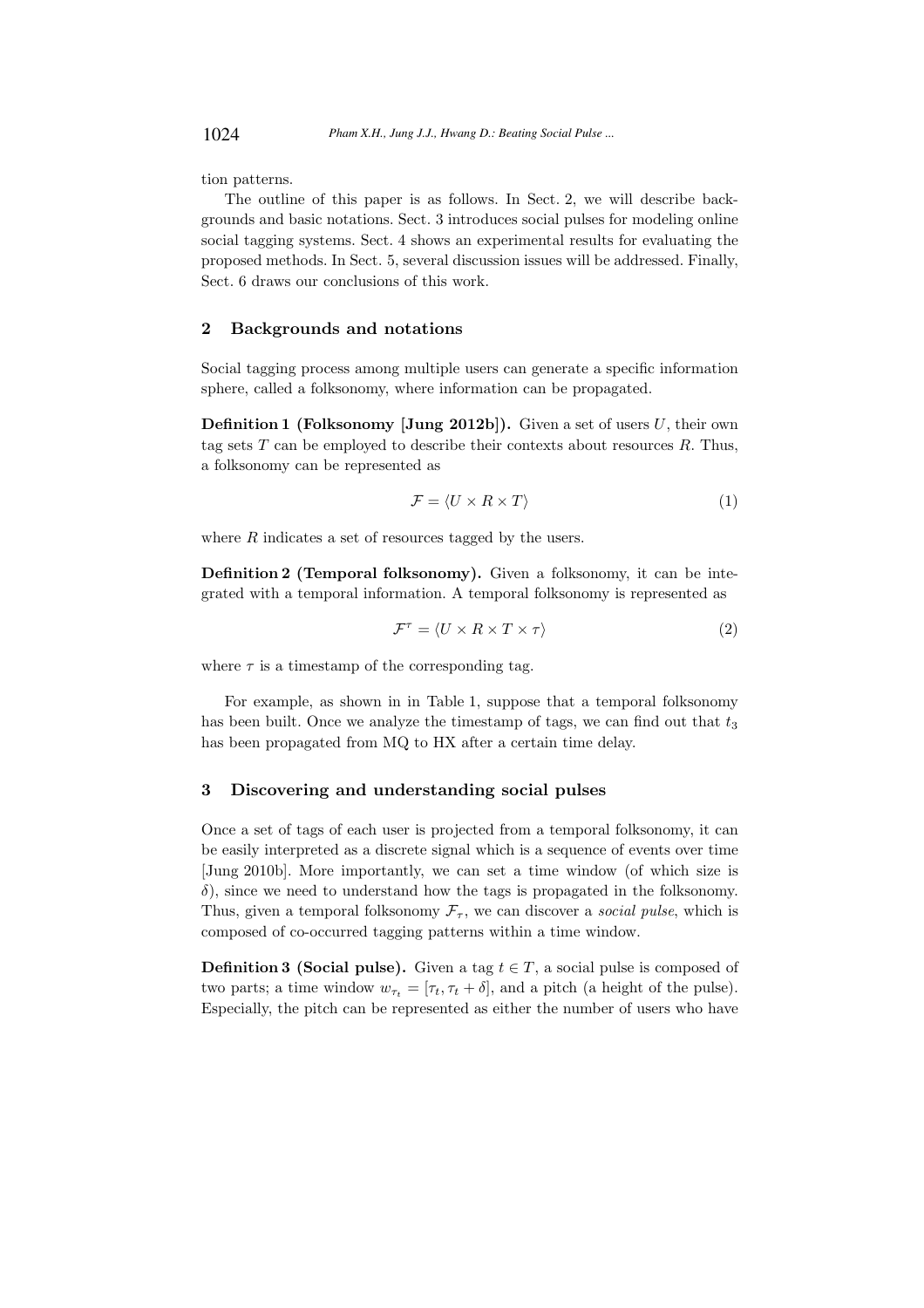tion patterns.

The outline of this paper is as follows. In Sect. 2, we will describe backgrounds and basic notations. Sect. 3 introduces social pulses for modeling online social tagging systems. Sect. 4 shows an experimental results for evaluating the proposed methods. In Sect. 5, several discussion issues will be addressed. Finally, Sect. 6 draws our conclusions of this work.

## 2 Backgrounds and notations

Social tagging process among multiple users can generate a specific information sphere, called a folksonomy, where information can be propagated.

**Definition 1 (Folksonomy [Jung 2012b]).** Given a set of users $U$, their own tag sets $T$ can be employed to describe their contexts about resources $R$. Thus, a folksonomy can be represented as

$$\mathcal{F} = \langle U \times R \times T \rangle \tag{1}$$

where $R$ indicates a set of resources tagged by the users.

**Definition 2 (Temporal folksonomy).** Given a folksonomy, it can be integrated with a temporal information. A temporal folksonomy is represented as

$$\mathcal{F}^{\tau} = \langle U \times R \times T \times \tau \rangle \tag{2}$$

where $\tau$ is a timestamp of the corresponding tag.

For example, as shown in in Table 1, suppose that a temporal folksonomy has been built. Once we analyze the timestamp of tags, we can find out that $t_3$ has been propagated from MQ to HX after a certain time delay.

## 3 Discovering and understanding social pulses

Once a set of tags of each user is projected from a temporal folksonomy, it can be easily interpreted as a discrete signal which is a sequence of events over time [Jung 2010b]. More importantly, we can set a time window (of which size is $\delta$), since we need to understand how the tags is propagated in the folksonomy. Thus, given a temporal folksonomy $\mathcal{F}_{\tau}$, we can discover a *social pulse*, which is composed of co-occurred tagging patterns within a time window.

**Definition 3 (Social pulse).** Given a tag $t \in T$, a social pulse is composed of two parts; a time window $w_{\tau_t} = [\tau_t, \tau_t + \delta]$, and a pitch (a height of the pulse). Especially, the pitch can be represented as either the number of users who have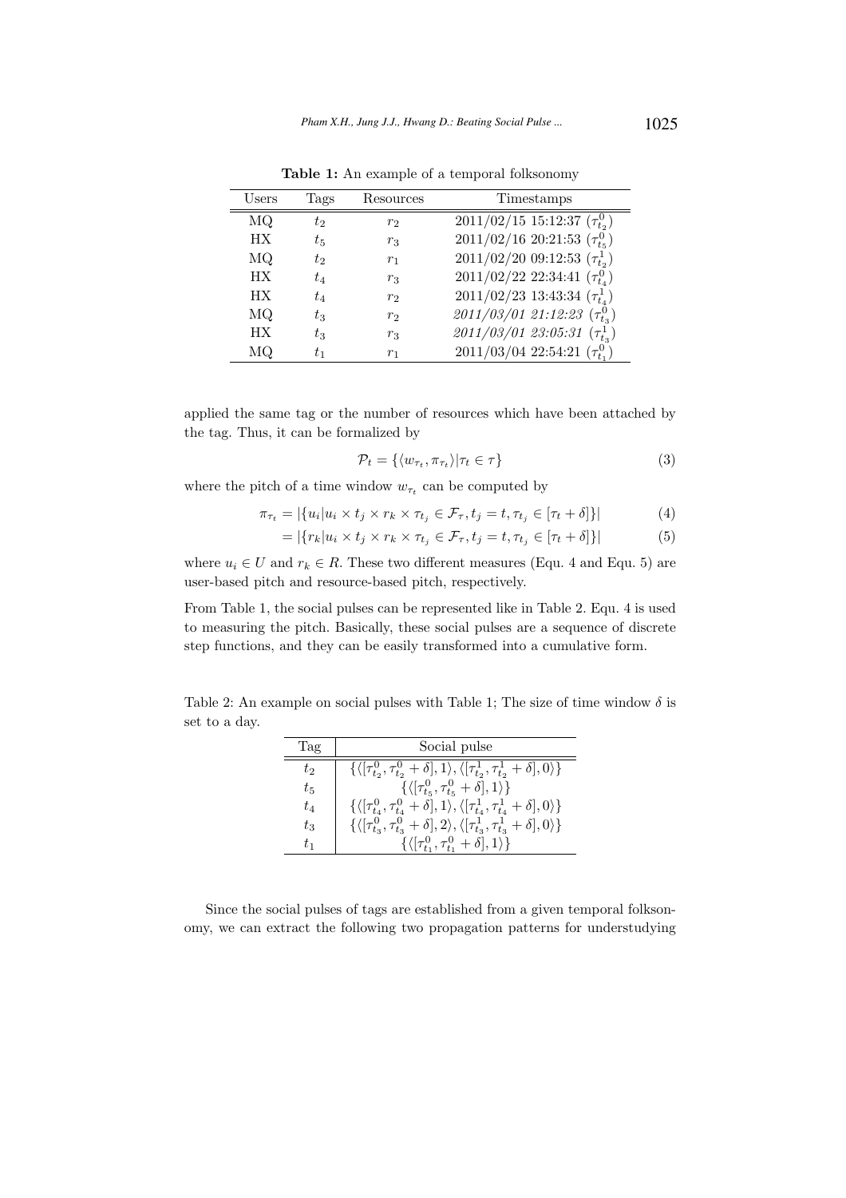**Table 1:** An example of a temporal folksonomy

| Users | Tags | Resources | Timestamps |
|---|---|---|---|
| MQ | $t_2$ | $r_2$ | 2011/02/15 15:12:37 ($\tau^0_{t_2}$) |
| HX | $t_5$ | $r_3$ | 2011/02/16 20:21:53 ($\tau^0_{t_5}$) |
| MQ | $t_2$ | $r_1$ | 2011/02/20 09:12:53 ($\tau^1_{t_2}$) |
| HX | $t_4$ | $r_3$ | 2011/02/22 22:34:41 ($\tau^0_{t_4}$) |
| HX | $t_4$ | $r_2$ | 2011/02/23 13:43:34 ($\tau^1_{t_4}$) |
| MQ | $t_3$ | $r_2$ | *2011/03/01 21:12:23* ($\tau^0_{t_3}$) |
| HX | $t_3$ | $r_3$ | *2011/03/01 23:05:31* ($\tau^1_{t_3}$) |
| MQ | $t_1$ | $r_1$ | 2011/03/04 22:54:21 ($\tau^0_{t_1}$) |

applied the same tag or the number of resources which have been attached by the tag. Thus, it can be formalized by

$$\mathcal{P}_t = \{\langle w_{\tau_t}, \pi_{\tau_t}\rangle | \tau_t \in \tau\} \tag{3}$$

where the pitch of a time window $w_{\tau_t}$ can be computed by

$$\pi_{\tau_t} = |\{u_i | u_i \times t_j \times r_k \times \tau_{t_j} \in \mathcal{F}_\tau, t_j = t, \tau_{t_j} \in [\tau_t + \delta]\}| \tag{4}$$

$$= |\{r_k | u_i \times t_j \times r_k \times \tau_{t_j} \in \mathcal{F}_\tau, t_j = t, \tau_{t_j} \in [\tau_t + \delta]\}| \tag{5}$$

where $u_i \in U$ and $r_k \in R$. These two different measures (Equ. 4 and Equ. 5) are user-based pitch and resource-based pitch, respectively.

From Table 1, the social pulses can be represented like in Table 2. Equ. 4 is used to measuring the pitch. Basically, these social pulses are a sequence of discrete step functions, and they can be easily transformed into a cumulative form.

Table 2: An example on social pulses with Table 1; The size of time window $\delta$ is set to a day.

| Tag | Social pulse |
|---|---|
| $t_2$ | $\{\langle[\tau^0_{t_2}, \tau^0_{t_2} + \delta], 1\rangle, \langle[\tau^1_{t_2}, \tau^1_{t_2} + \delta], 0\rangle\}$ |
| $t_5$ | $\{\langle[\tau^0_{t_5}, \tau^0_{t_5} + \delta], 1\rangle\}$ |
| $t_4$ | $\{\langle[\tau^0_{t_4}, \tau^0_{t_4} + \delta], 1\rangle, \langle[\tau^1_{t_4}, \tau^1_{t_4} + \delta], 0\rangle\}$ |
| $t_3$ | $\{\langle[\tau^0_{t_3}, \tau^0_{t_3} + \delta], 2\rangle, \langle[\tau^1_{t_3}, \tau^1_{t_3} + \delta], 0\rangle\}$ |
| $t_1$ | $\{\langle[\tau^0_{t_1}, \tau^0_{t_1} + \delta], 1\rangle\}$ |

Since the social pulses of tags are established from a given temporal folksonomy, we can extract the following two propagation patterns for understudying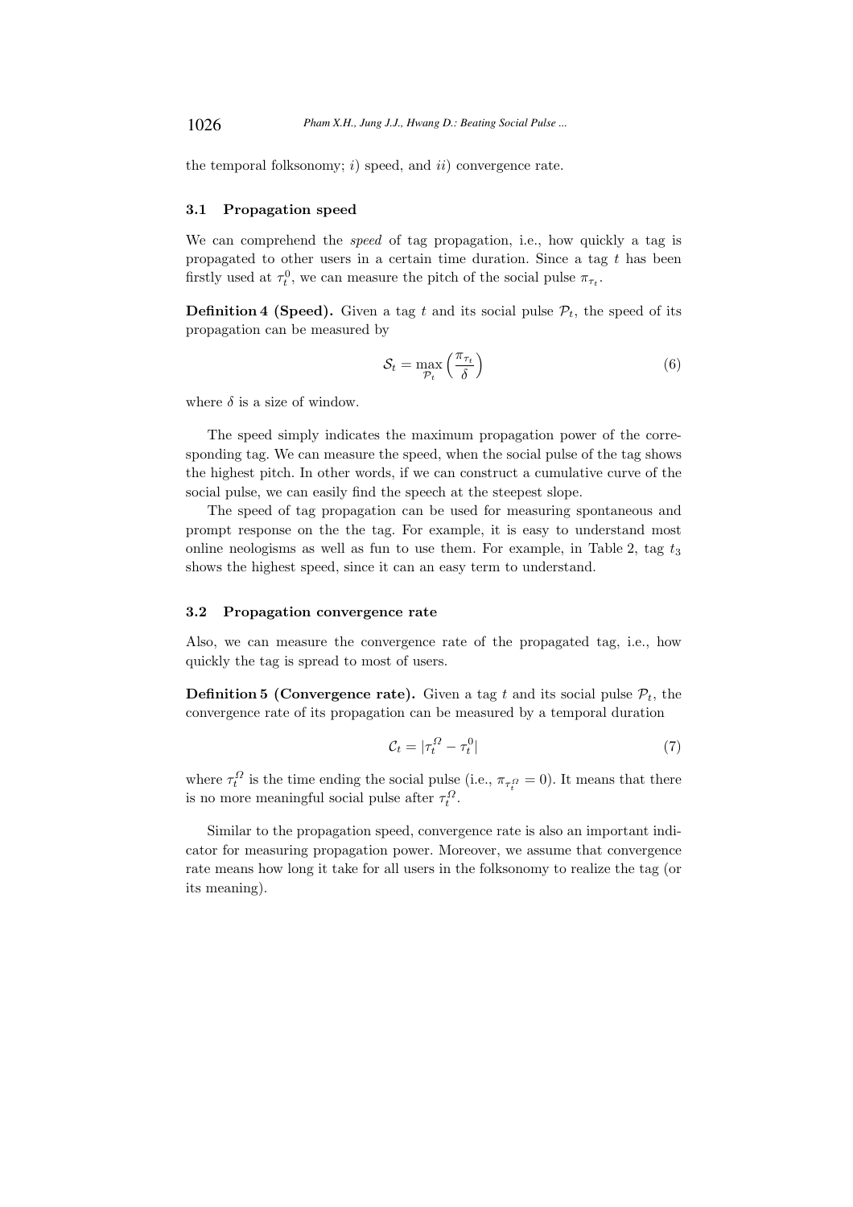the temporal folksonomy; *i*) speed, and *ii*) convergence rate.

### 3.1 Propagation speed

We can comprehend the *speed* of tag propagation, i.e., how quickly a tag is propagated to other users in a certain time duration. Since a tag $t$ has been firstly used at $\tau_t^0$, we can measure the pitch of the social pulse $\pi_{\tau_t}$.

**Definition 4 (Speed).** Given a tag $t$ and its social pulse $\mathcal{P}_t$, the speed of its propagation can be measured by

$$\mathcal{S}_t = \max_{\mathcal{P}_t} \left( \frac{\pi_{\tau_t}}{\delta} \right) \tag{6}$$

where $\delta$ is a size of window.

The speed simply indicates the maximum propagation power of the corresponding tag. We can measure the speed, when the social pulse of the tag shows the highest pitch. In other words, if we can construct a cumulative curve of the social pulse, we can easily find the speech at the steepest slope.

The speed of tag propagation can be used for measuring spontaneous and prompt response on the the tag. For example, it is easy to understand most online neologisms as well as fun to use them. For example, in Table 2, tag $t_3$ shows the highest speed, since it can an easy term to understand.

### 3.2 Propagation convergence rate

Also, we can measure the convergence rate of the propagated tag, i.e., how quickly the tag is spread to most of users.

**Definition 5 (Convergence rate).** Given a tag $t$ and its social pulse $\mathcal{P}_t$, the convergence rate of its propagation can be measured by a temporal duration

$$\mathcal{C}_t = |\tau_t^{\Omega} - \tau_t^0| \tag{7}$$

where $\tau_t^{\Omega}$ is the time ending the social pulse (i.e., $\pi_{\tau_t^{\Omega}} = 0$). It means that there is no more meaningful social pulse after $\tau_t^{\Omega}$.

Similar to the propagation speed, convergence rate is also an important indicator for measuring propagation power. Moreover, we assume that convergence rate means how long it take for all users in the folksonomy to realize the tag (or its meaning).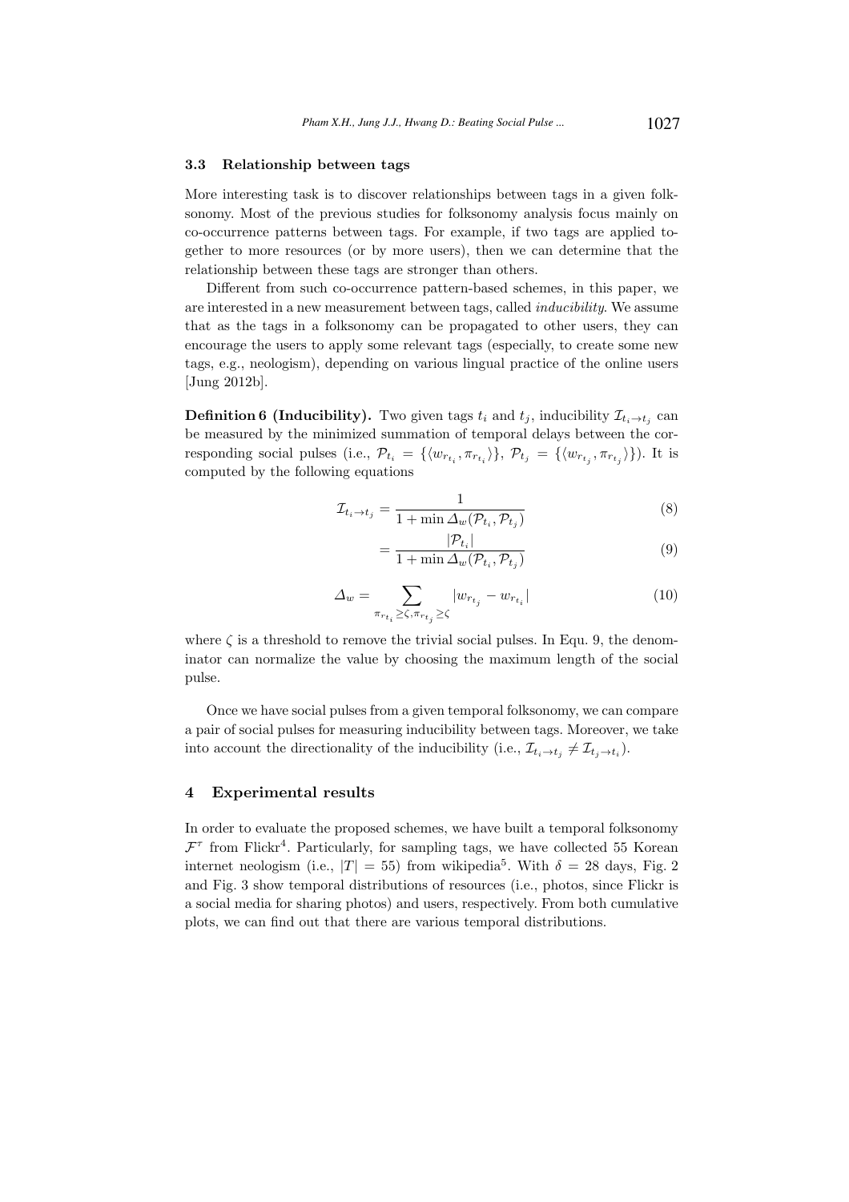### 3.3 Relationship between tags

More interesting task is to discover relationships between tags in a given folksonomy. Most of the previous studies for folksonomy analysis focus mainly on co-occurrence patterns between tags. For example, if two tags are applied together to more resources (or by more users), then we can determine that the relationship between these tags are stronger than others.

Different from such co-occurrence pattern-based schemes, in this paper, we are interested in a new measurement between tags, called *inducibility*. We assume that as the tags in a folksonomy can be propagated to other users, they can encourage the users to apply some relevant tags (especially, to create some new tags, e.g., neologism), depending on various lingual practice of the online users [Jung 2012b].

**Definition 6 (Inducibility).** Two given tags $t_i$ and $t_j$, inducibility $\mathcal{I}_{t_i \to t_j}$ can be measured by the minimized summation of temporal delays between the corresponding social pulses (i.e., $\mathcal{P}_{t_i} = \{\langle w_{r_{t_i}}, \pi_{r_{t_i}} \rangle\}$, $\mathcal{P}_{t_j} = \{\langle w_{r_{t_j}}, \pi_{r_{t_j}} \rangle\}$). It is computed by the following equations

$$\mathcal{I}_{t_i \to t_j} = \frac{1}{1 + \min \Delta_w(\mathcal{P}_{t_i}, \mathcal{P}_{t_j})} \tag{8}$$

$$= \frac{|\mathcal{P}_{t_i}|}{1 + \min \Delta_w(\mathcal{P}_{t_i}, \mathcal{P}_{t_j})} \tag{9}$$

$$\Delta_w = \sum_{\pi_{r_{t_i}} \geq \zeta, \pi_{r_{t_j}} \geq \zeta} |w_{r_{t_j}} - w_{r_{t_i}}| \tag{10}$$

where $\zeta$ is a threshold to remove the trivial social pulses. In Equ. 9, the denominator can normalize the value by choosing the maximum length of the social pulse.

Once we have social pulses from a given temporal folksonomy, we can compare a pair of social pulses for measuring inducibility between tags. Moreover, we take into account the directionality of the inducibility (i.e., $\mathcal{I}_{t_i \to t_j} \neq \mathcal{I}_{t_j \to t_i}$).

## 4 Experimental results

In order to evaluate the proposed schemes, we have built a temporal folksonomy $\mathcal{F}^{\tau}$ from Flickr[4]. Particularly, for sampling tags, we have collected 55 Korean internet neologism (i.e., $|T| = 55$) from wikipedia[5]. With $\delta = 28$ days, Fig. 2 and Fig. 3 show temporal distributions of resources (i.e., photos, since Flickr is a social media for sharing photos) and users, respectively. From both cumulative plots, we can find out that there are various temporal distributions.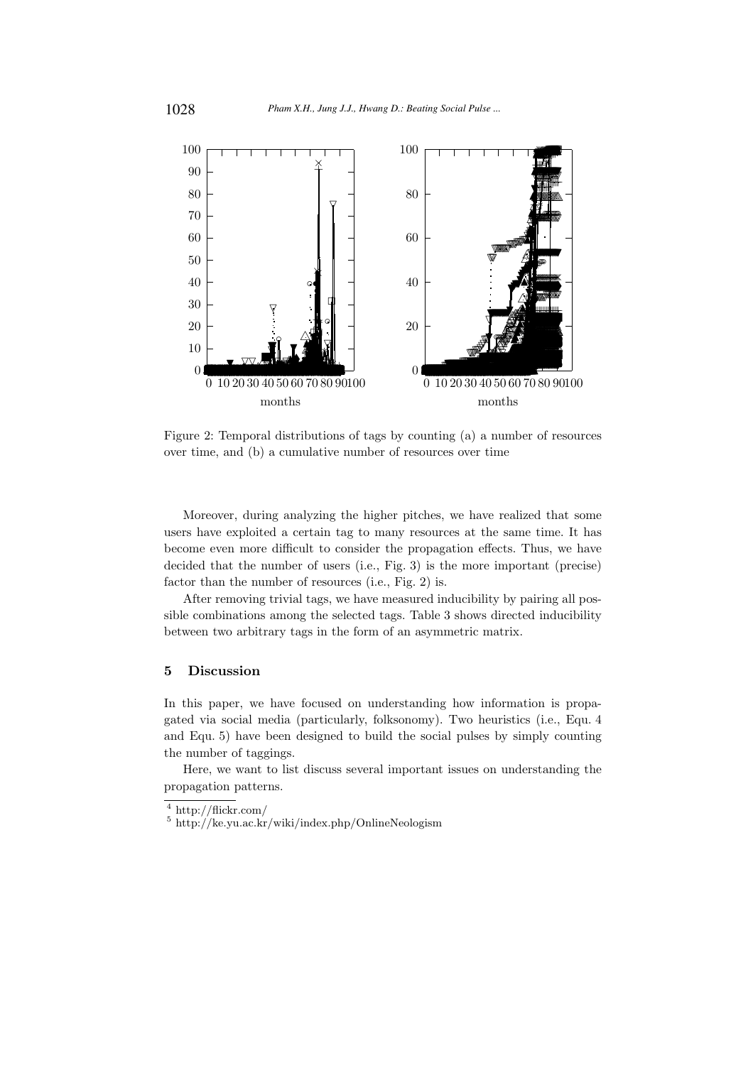Figure 2: Temporal distributions of tags by counting (a) a number of resources over time, and (b) a cumulative number of resources over time

Moreover, during analyzing the higher pitches, we have realized that some users have exploited a certain tag to many resources at the same time. It has become even more difficult to consider the propagation effects. Thus, we have decided that the number of users (i.e., Fig. 3) is the more important (precise) factor than the number of resources (i.e., Fig. 2) is.

After removing trivial tags, we have measured inducibility by pairing all possible combinations among the selected tags. Table 3 shows directed inducibility between two arbitrary tags in the form of an asymmetric matrix.

## 5 Discussion

In this paper, we have focused on understanding how information is propagated via social media (particularly, folksonomy). Two heuristics (i.e., Equ. 4 and Equ. 5) have been designed to build the social pulses by simply counting the number of taggings.

Here, we want to list discuss several important issues on understanding the propagation patterns.

[4] http://flickr.com/

[5] http://ke.yu.ac.kr/wiki/index.php/OnlineNeologism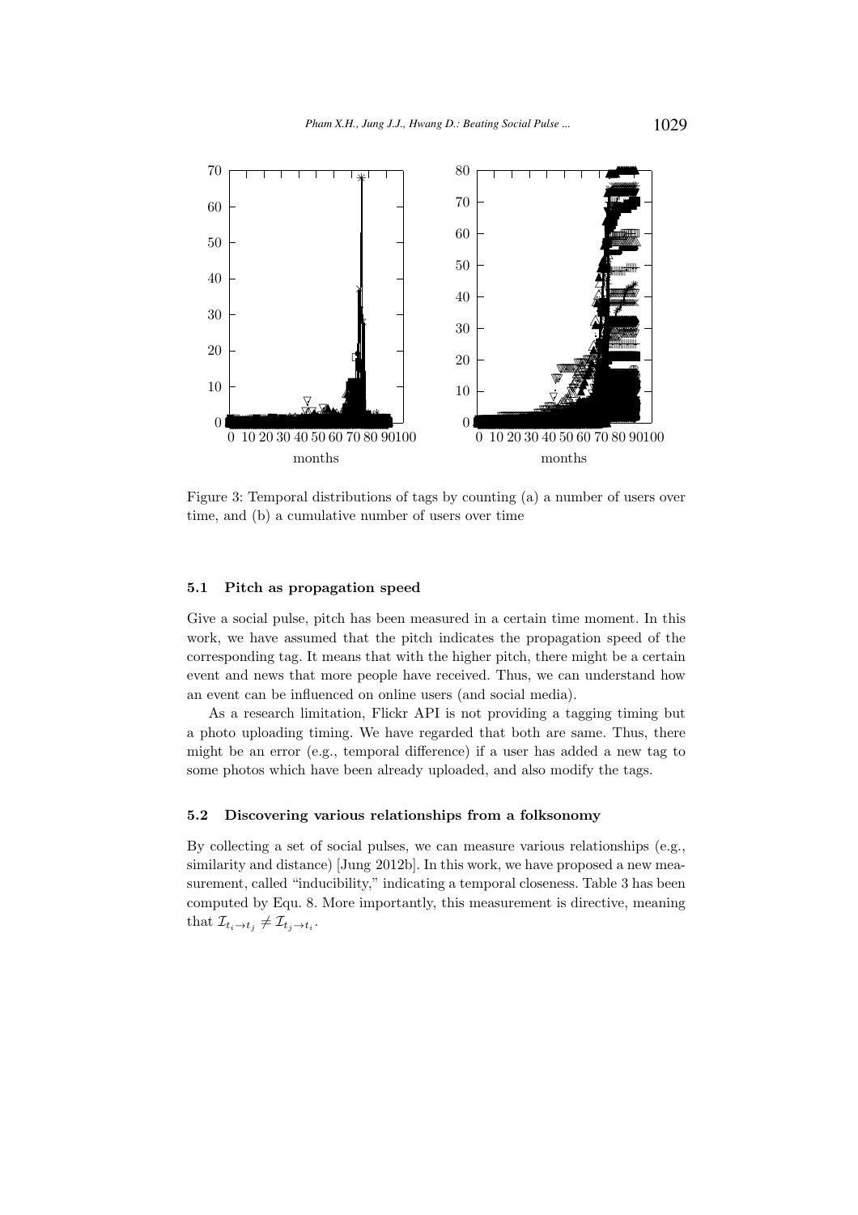Figure 3: Temporal distributions of tags by counting (a) a number of users over time, and (b) a cumulative number of users over time

### 5.1 Pitch as propagation speed

Give a social pulse, pitch has been measured in a certain time moment. In this work, we have assumed that the pitch indicates the propagation speed of the corresponding tag. It means that with the higher pitch, there might be a certain event and news that more people have received. Thus, we can understand how an event can be influenced on online users (and social media).

As a research limitation, Flickr API is not providing a tagging timing but a photo uploading timing. We have regarded that both are same. Thus, there might be an error (e.g., temporal difference) if a user has added a new tag to some photos which have been already uploaded, and also modify the tags.

### 5.2 Discovering various relationships from a folksonomy

By collecting a set of social pulses, we can measure various relationships (e.g., similarity and distance) [Jung 2012b]. In this work, we have proposed a new measurement, called "inducibility," indicating a temporal closeness. Table 3 has been computed by Equ. 8. More importantly, this measurement is directive, meaning that $\mathcal{I}_{t_i \to t_j} \neq \mathcal{I}_{t_j \to t_i}$.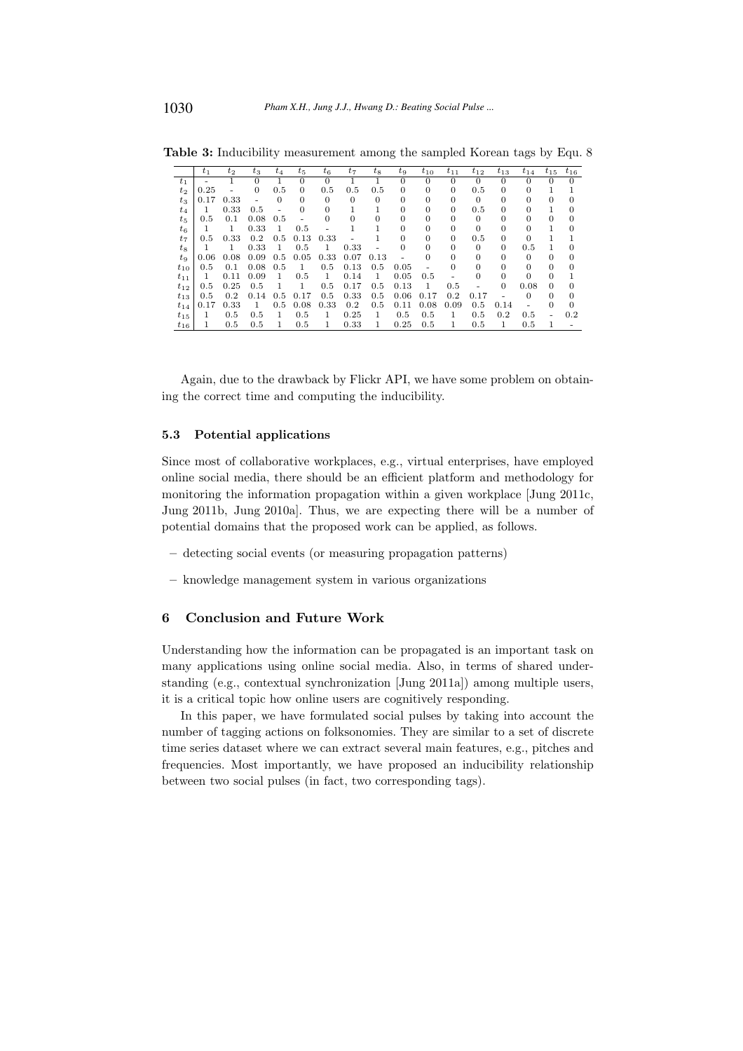**Table 3:** Inducibility measurement among the sampled Korean tags by Equ. 8

| | $t_1$ | $t_2$ | $t_3$ | $t_4$ | $t_5$ | $t_6$ | $t_7$ | $t_8$ | $t_9$ | $t_{10}$ | $t_{11}$ | $t_{12}$ | $t_{13}$ | $t_{14}$ | $t_{15}$ | $t_{16}$ |
|---|---|---|---|---|---|---|---|---|---|---|---|---|---|---|---|---|
| $t_1$ | - | 1 | 0 | 1 | 0 | 0 | 1 | 1 | 0 | 0 | 0 | 0 | 0 | 0 | 0 | 0 |
| $t_2$ | 0.25 | - | 0 | 0.5 | 0 | 0.5 | 0.5 | 0.5 | 0 | 0 | 0 | 0.5 | 0 | 0 | 1 | 1 |
| $t_3$ | 0.17 | 0.33 | - | 0 | 0 | 0 | 0 | 0 | 0 | 0 | 0 | 0 | 0 | 0 | 0 | 0 |
| $t_4$ | 1 | 0.33 | 0.5 | - | 0 | 0 | 1 | 1 | 0 | 0 | 0 | 0.5 | 0 | 0 | 1 | 0 |
| $t_5$ | 0.5 | 0.1 | 0.08 | 0.5 | - | 0 | 0 | 0 | 0 | 0 | 0 | 0 | 0 | 0 | 0 | 0 |
| $t_6$ | 1 | 1 | 0.33 | 1 | 0.5 | - | 1 | 1 | 0 | 0 | 0 | 0 | 0 | 0 | 1 | 0 |
| $t_7$ | 0.5 | 0.33 | 0.2 | 0.5 | 0.13 | 0.33 | - | 1 | 0 | 0 | 0 | 0.5 | 0 | 0 | 1 | 1 |
| $t_8$ | 1 | 1 | 0.33 | 1 | 0.5 | 1 | 0.33 | - | 0 | 0 | 0 | 0 | 0 | 0.5 | 1 | 0 |
| $t_9$ | 0.06 | 0.08 | 0.09 | 0.5 | 0.05 | 0.33 | 0.07 | 0.13 | - | 0 | 0 | 0 | 0 | 0 | 0 | 0 |
| $t_{10}$ | 0.5 | 0.1 | 0.08 | 0.5 | 1 | 0.5 | 0.13 | 0.5 | 0.05 | - | 0 | 0 | 0 | 0 | 0 | 0 |
| $t_{11}$ | 1 | 0.11 | 0.09 | 1 | 0.5 | 1 | 0.14 | 1 | 0.05 | 0.5 | - | 0 | 0 | 0 | 0 | 1 |
| $t_{12}$ | 0.5 | 0.25 | 0.5 | 1 | 1 | 0.5 | 0.17 | 0.5 | 0.13 | 1 | 0.5 | - | 0 | 0.08 | 0 | 0 |
| $t_{13}$ | 0.5 | 0.2 | 0.14 | 0.5 | 0.17 | 0.5 | 0.33 | 0.5 | 0.06 | 0.17 | 0.2 | 0.17 | - | 0 | 0 | 0 |
| $t_{14}$ | 0.17 | 0.33 | 1 | 0.5 | 0.08 | 0.33 | 0.2 | 0.5 | 0.11 | 0.08 | 0.09 | 0.5 | 0.14 | - | 0 | 0 |
| $t_{15}$ | 1 | 0.5 | 0.5 | 1 | 0.5 | 1 | 0.25 | 1 | 0.5 | 0.5 | 1 | 0.5 | 0.2 | 0.5 | - | 0.2 |
| $t_{16}$ | 1 | 0.5 | 0.5 | 1 | 0.5 | 1 | 0.33 | 1 | 0.25 | 0.5 | 1 | 0.5 | 1 | 0.5 | 1 | - |

Again, due to the drawback by Flickr API, we have some problem on obtaining the correct time and computing the inducibility.

### 5.3 Potential applications

Since most of collaborative workplaces, e.g., virtual enterprises, have employed online social media, there should be an efficient platform and methodology for monitoring the information propagation within a given workplace [Jung 2011c, Jung 2011b, Jung 2010a]. Thus, we are expecting there will be a number of potential domains that the proposed work can be applied, as follows.

- detecting social events (or measuring propagation patterns)
- knowledge management system in various organizations

## 6 Conclusion and Future Work

Understanding how the information can be propagated is an important task on many applications using online social media. Also, in terms of shared understanding (e.g., contextual synchronization [Jung 2011a]) among multiple users, it is a critical topic how online users are cognitively responding.

In this paper, we have formulated social pulses by taking into account the number of tagging actions on folksonomies. They are similar to a set of discrete time series dataset where we can extract several main features, e.g., pitches and frequencies. Most importantly, we have proposed an inducibility relationship between two social pulses (in fact, two corresponding tags).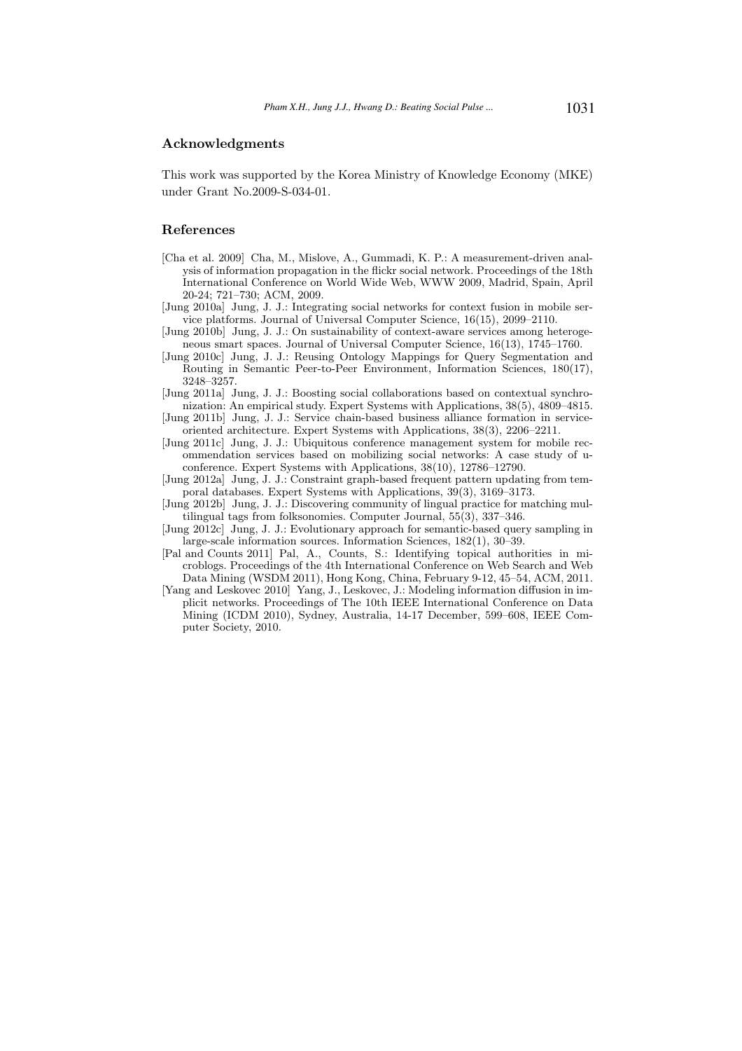## Acknowledgments

This work was supported by the Korea Ministry of Knowledge Economy (MKE) under Grant No.2009-S-034-01.

## References

[Cha et al. 2009] Cha, M., Mislove, A., Gummadi, K. P.: A measurement-driven analysis of information propagation in the flickr social network. Proceedings of the 18th International Conference on World Wide Web, WWW 2009, Madrid, Spain, April 20-24; 721–730; ACM, 2009.

[Jung 2010a] Jung, J. J.: Integrating social networks for context fusion in mobile service platforms. Journal of Universal Computer Science, 16(15), 2099–2110.

[Jung 2010b] Jung, J. J.: On sustainability of context-aware services among heterogeneous smart spaces. Journal of Universal Computer Science, 16(13), 1745–1760.

[Jung 2010c] Jung, J. J.: Reusing Ontology Mappings for Query Segmentation and Routing in Semantic Peer-to-Peer Environment, Information Sciences, 180(17), 3248–3257.

[Jung 2011a] Jung, J. J.: Boosting social collaborations based on contextual synchronization: An empirical study. Expert Systems with Applications, 38(5), 4809–4815.

[Jung 2011b] Jung, J. J.: Service chain-based business alliance formation in service-oriented architecture. Expert Systems with Applications, 38(3), 2206–2211.

[Jung 2011c] Jung, J. J.: Ubiquitous conference management system for mobile recommendation services based on mobilizing social networks: A case study of u-conference. Expert Systems with Applications, 38(10), 12786–12790.

[Jung 2012a] Jung, J. J.: Constraint graph-based frequent pattern updating from temporal databases. Expert Systems with Applications, 39(3), 3169–3173.

[Jung 2012b] Jung, J. J.: Discovering community of lingual practice for matching multilingual tags from folksonomies. Computer Journal, 55(3), 337–346.

[Jung 2012c] Jung, J. J.: Evolutionary approach for semantic-based query sampling in large-scale information sources. Information Sciences, 182(1), 30–39.

[Pal and Counts 2011] Pal, A., Counts, S.: Identifying topical authorities in microblogs. Proceedings of the 4th International Conference on Web Search and Web Data Mining (WSDM 2011), Hong Kong, China, February 9-12, 45–54, ACM, 2011.

[Yang and Leskovec 2010] Yang, J., Leskovec, J.: Modeling information diffusion in implicit networks. Proceedings of The 10th IEEE International Conference on Data Mining (ICDM 2010), Sydney, Australia, 14-17 December, 599–608, IEEE Computer Society, 2010.